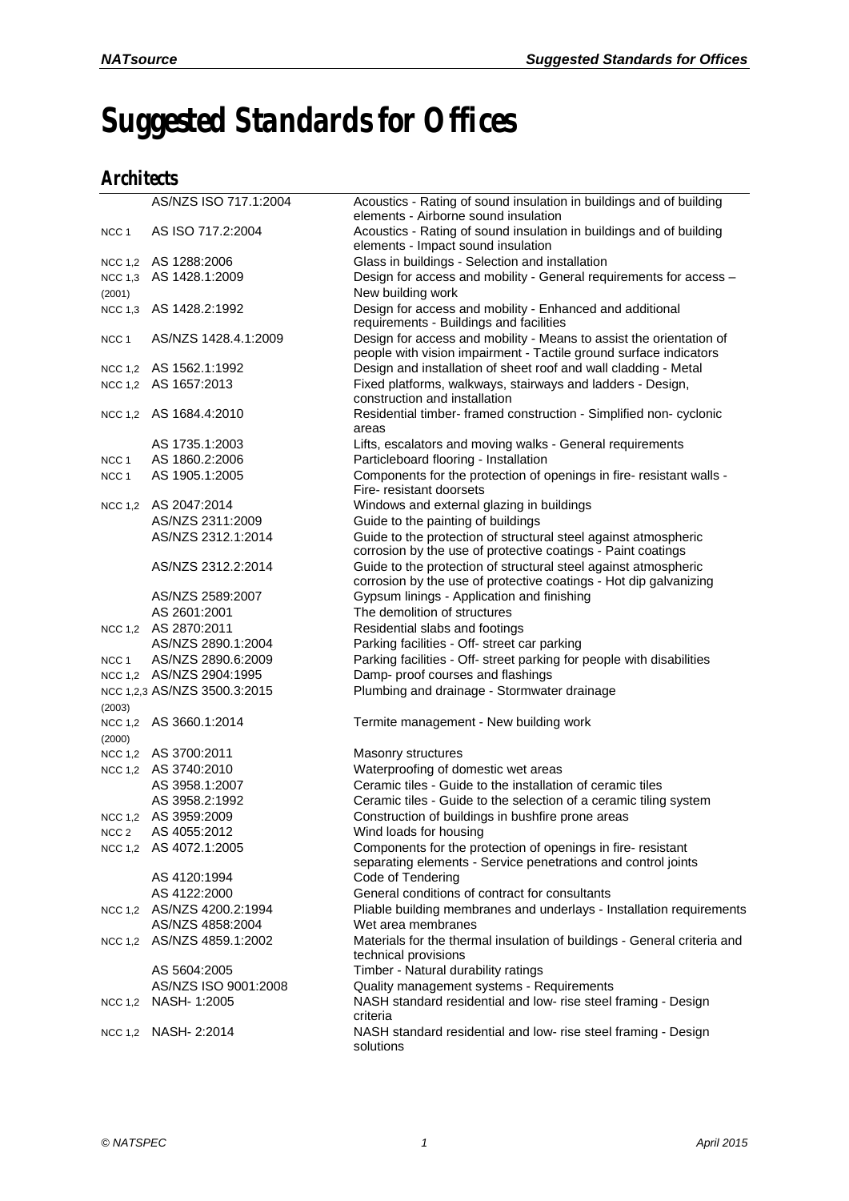# Suggested Standards for Offices

## Architects

| | | |
|---|---|---|
| | AS/NZS ISO 717.1:2004 | Acoustics - Rating of sound insulation in buildings and of building elements - Airborne sound insulation |
| NCC 1 | AS ISO 717.2:2004 | Acoustics - Rating of sound insulation in buildings and of building elements - Impact sound insulation |
| NCC 1,2 | AS 1288:2006 | Glass in buildings - Selection and installation |
| NCC 1,3 (2001) | AS 1428.1:2009 | Design for access and mobility - General requirements for access – New building work |
| NCC 1,3 | AS 1428.2:1992 | Design for access and mobility - Enhanced and additional requirements - Buildings and facilities |
| NCC 1 | AS/NZS 1428.4.1:2009 | Design for access and mobility - Means to assist the orientation of people with vision impairment - Tactile ground surface indicators |
| NCC 1,2 | AS 1562.1:1992 | Design and installation of sheet roof and wall cladding - Metal |
| NCC 1,2 | AS 1657:2013 | Fixed platforms, walkways, stairways and ladders - Design, construction and installation |
| NCC 1,2 | AS 1684.4:2010 | Residential timber- framed construction - Simplified non- cyclonic areas |
| | AS 1735.1:2003 | Lifts, escalators and moving walks - General requirements |
| NCC 1 | AS 1860.2:2006 | Particleboard flooring - Installation |
| NCC 1 | AS 1905.1:2005 | Components for the protection of openings in fire- resistant walls - Fire- resistant doorsets |
| NCC 1,2 | AS 2047:2014 | Windows and external glazing in buildings |
| | AS/NZS 2311:2009 | Guide to the painting of buildings |
| | AS/NZS 2312.1:2014 | Guide to the protection of structural steel against atmospheric corrosion by the use of protective coatings - Paint coatings |
| | AS/NZS 2312.2:2014 | Guide to the protection of structural steel against atmospheric corrosion by the use of protective coatings - Hot dip galvanizing |
| | AS/NZS 2589:2007 | Gypsum linings - Application and finishing |
| | AS 2601:2001 | The demolition of structures |
| NCC 1,2 | AS 2870:2011 | Residential slabs and footings |
| | AS/NZS 2890.1:2004 | Parking facilities - Off- street car parking |
| NCC 1 | AS/NZS 2890.6:2009 | Parking facilities - Off- street parking for people with disabilities |
| NCC 1,2 | AS/NZS 2904:1995 | Damp- proof courses and flashings |
| NCC 1,2,3 (2003) | AS/NZS 3500.3:2015 | Plumbing and drainage - Stormwater drainage |
| NCC 1,2 (2000) | AS 3660.1:2014 | Termite management - New building work |
| NCC 1,2 | AS 3700:2011 | Masonry structures |
| NCC 1,2 | AS 3740:2010 | Waterproofing of domestic wet areas |
| | AS 3958.1:2007 | Ceramic tiles - Guide to the installation of ceramic tiles |
| | AS 3958.2:1992 | Ceramic tiles - Guide to the selection of a ceramic tiling system |
| NCC 1,2 | AS 3959:2009 | Construction of buildings in bushfire prone areas |
| NCC 2 | AS 4055:2012 | Wind loads for housing |
| NCC 1,2 | AS 4072.1:2005 | Components for the protection of openings in fire- resistant separating elements - Service penetrations and control joints |
| | AS 4120:1994 | Code of Tendering |
| | AS 4122:2000 | General conditions of contract for consultants |
| NCC 1,2 | AS/NZS 4200.2:1994 | Pliable building membranes and underlays - Installation requirements |
| | AS/NZS 4858:2004 | Wet area membranes |
| NCC 1,2 | AS/NZS 4859.1:2002 | Materials for the thermal insulation of buildings - General criteria and technical provisions |
| | AS 5604:2005 | Timber - Natural durability ratings |
| | AS/NZS ISO 9001:2008 | Quality management systems - Requirements |
| NCC 1,2 | NASH- 1:2005 | NASH standard residential and low- rise steel framing - Design criteria |
| NCC 1,2 | NASH- 2:2014 | NASH standard residential and low- rise steel framing - Design solutions |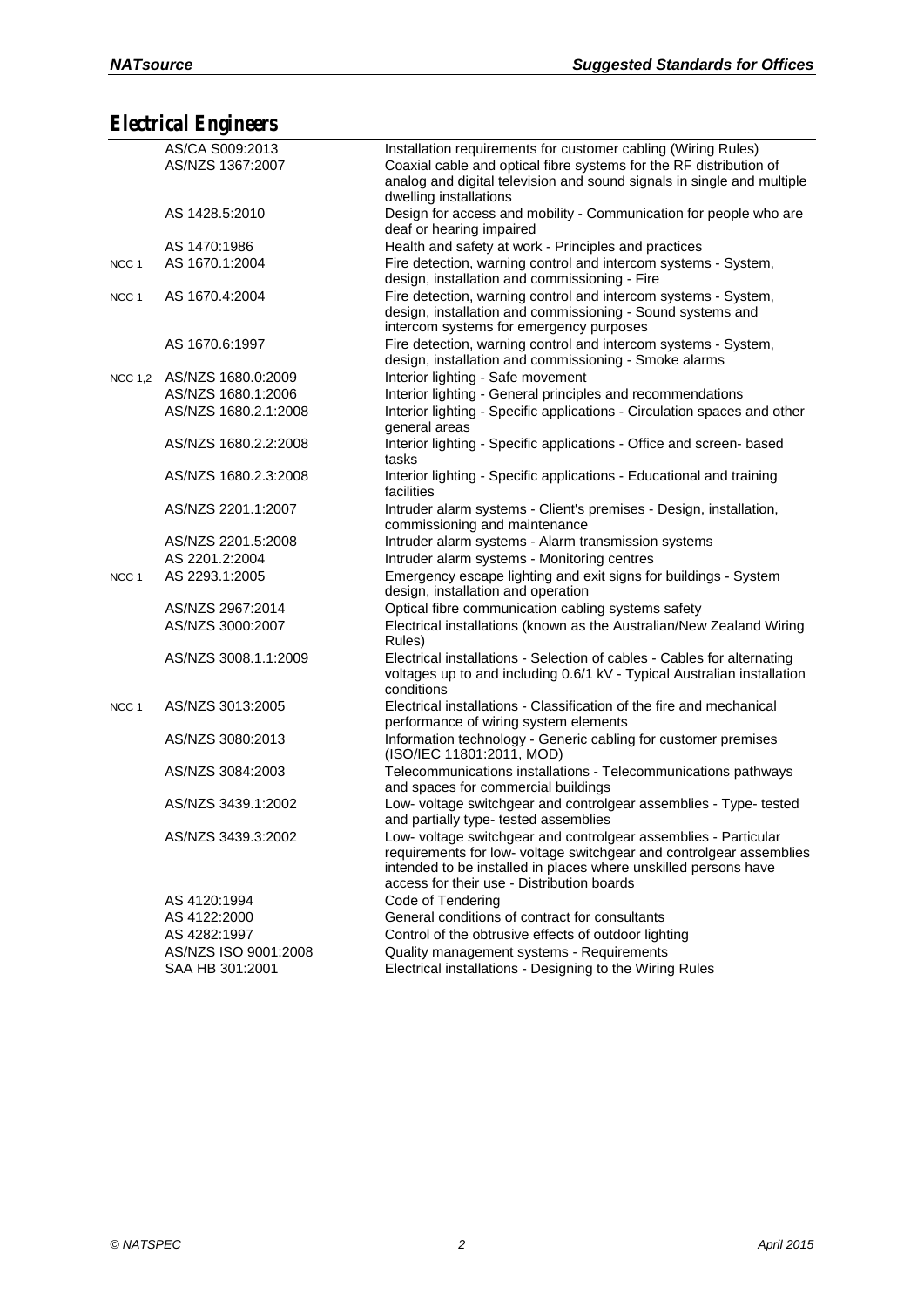## Electrical Engineers

| | | |
|---|---|---|
| | AS/CA S009:2013 | Installation requirements for customer cabling (Wiring Rules) |
| | AS/NZS 1367:2007 | Coaxial cable and optical fibre systems for the RF distribution of analog and digital television and sound signals in single and multiple dwelling installations |
| | AS 1428.5:2010 | Design for access and mobility - Communication for people who are deaf or hearing impaired |
| | AS 1470:1986 | Health and safety at work - Principles and practices |
| NCC 1 | AS 1670.1:2004 | Fire detection, warning control and intercom systems - System, design, installation and commissioning - Fire |
| NCC 1 | AS 1670.4:2004 | Fire detection, warning control and intercom systems - System, design, installation and commissioning - Sound systems and intercom systems for emergency purposes |
| | AS 1670.6:1997 | Fire detection, warning control and intercom systems - System, design, installation and commissioning - Smoke alarms |
| NCC 1,2 | AS/NZS 1680.0:2009 | Interior lighting - Safe movement |
| | AS/NZS 1680.1:2006 | Interior lighting - General principles and recommendations |
| | AS/NZS 1680.2.1:2008 | Interior lighting - Specific applications - Circulation spaces and other general areas |
| | AS/NZS 1680.2.2:2008 | Interior lighting - Specific applications - Office and screen- based tasks |
| | AS/NZS 1680.2.3:2008 | Interior lighting - Specific applications - Educational and training facilities |
| | AS/NZS 2201.1:2007 | Intruder alarm systems - Client's premises - Design, installation, commissioning and maintenance |
| | AS/NZS 2201.5:2008 | Intruder alarm systems - Alarm transmission systems |
| | AS 2201.2:2004 | Intruder alarm systems - Monitoring centres |
| NCC 1 | AS 2293.1:2005 | Emergency escape lighting and exit signs for buildings - System design, installation and operation |
| | AS/NZS 2967:2014 | Optical fibre communication cabling systems safety |
| | AS/NZS 3000:2007 | Electrical installations (known as the Australian/New Zealand Wiring Rules) |
| | AS/NZS 3008.1.1:2009 | Electrical installations - Selection of cables - Cables for alternating voltages up to and including 0.6/1 kV - Typical Australian installation conditions |
| NCC 1 | AS/NZS 3013:2005 | Electrical installations - Classification of the fire and mechanical performance of wiring system elements |
| | AS/NZS 3080:2013 | Information technology - Generic cabling for customer premises (ISO/IEC 11801:2011, MOD) |
| | AS/NZS 3084:2003 | Telecommunications installations - Telecommunications pathways and spaces for commercial buildings |
| | AS/NZS 3439.1:2002 | Low- voltage switchgear and controlgear assemblies - Type- tested and partially type- tested assemblies |
| | AS/NZS 3439.3:2002 | Low- voltage switchgear and controlgear assemblies - Particular requirements for low- voltage switchgear and controlgear assemblies intended to be installed in places where unskilled persons have access for their use - Distribution boards |
| | AS 4120:1994 | Code of Tendering |
| | AS 4122:2000 | General conditions of contract for consultants |
| | AS 4282:1997 | Control of the obtrusive effects of outdoor lighting |
| | AS/NZS ISO 9001:2008 | Quality management systems - Requirements |
| | SAA HB 301:2001 | Electrical installations - Designing to the Wiring Rules |